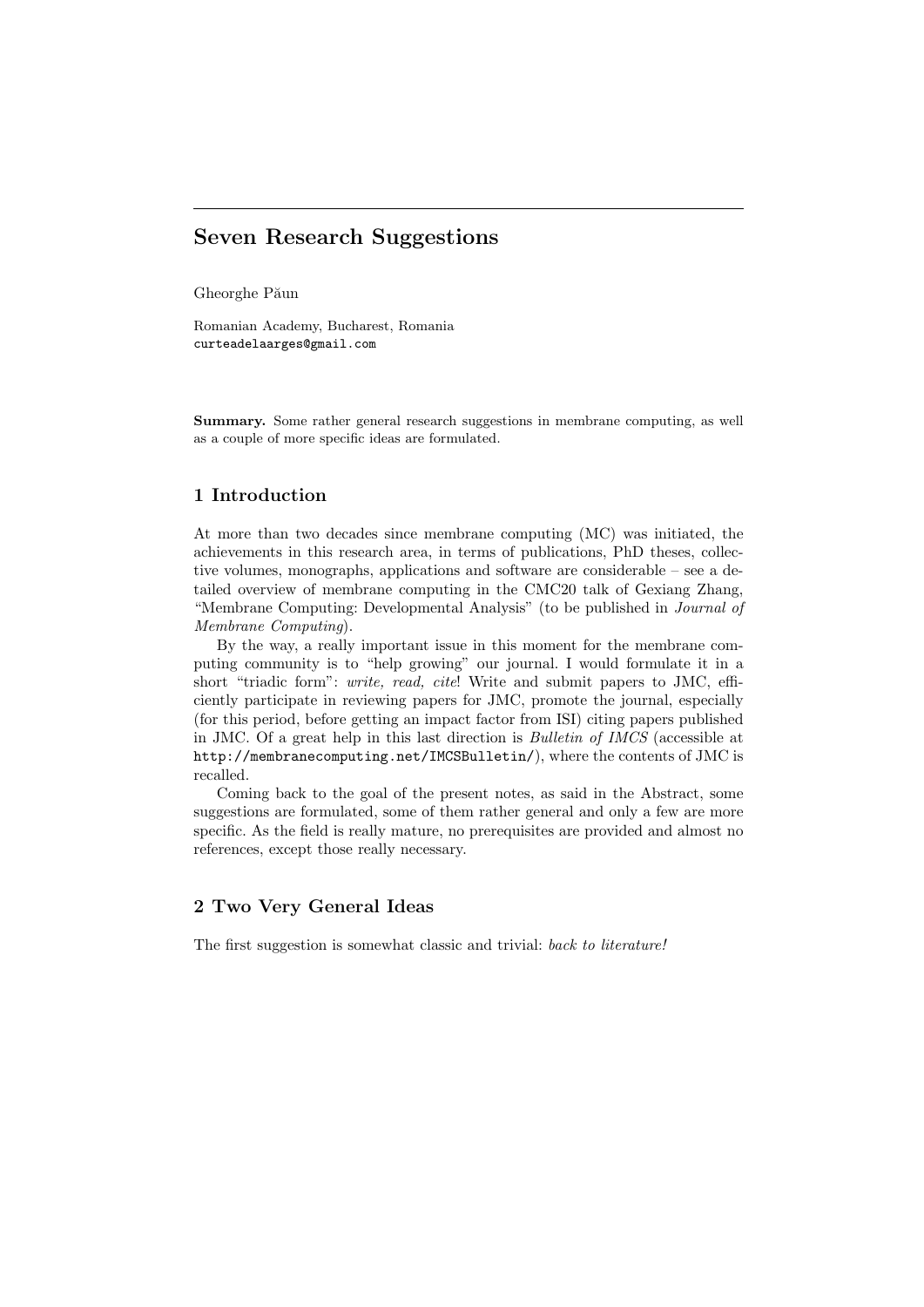# Seven Research Suggestions

Gheorghe Păun

Romanian Academy, Bucharest, Romania
curteadelaarges@gmail.com

**Summary.** Some rather general research suggestions in membrane computing, as well as a couple of more specific ideas are formulated.

## 1 Introduction

At more than two decades since membrane computing (MC) was initiated, the achievements in this research area, in terms of publications, PhD theses, collective volumes, monographs, applications and software are considerable – see a detailed overview of membrane computing in the CMC20 talk of Gexiang Zhang, "Membrane Computing: Developmental Analysis" (to be published in *Journal of Membrane Computing*).

By the way, a really important issue in this moment for the membrane computing community is to "help growing" our journal. I would formulate it in a short "triadic form": *write, read, cite*! Write and submit papers to JMC, efficiently participate in reviewing papers for JMC, promote the journal, especially (for this period, before getting an impact factor from ISI) citing papers published in JMC. Of a great help in this last direction is *Bulletin of IMCS* (accessible at http://membranecomputing.net/IMCSBulletin/), where the contents of JMC is recalled.

Coming back to the goal of the present notes, as said in the Abstract, some suggestions are formulated, some of them rather general and only a few are more specific. As the field is really mature, no prerequisites are provided and almost no references, except those really necessary.

## 2 Two Very General Ideas

The first suggestion is somewhat classic and trivial: *back to literature!*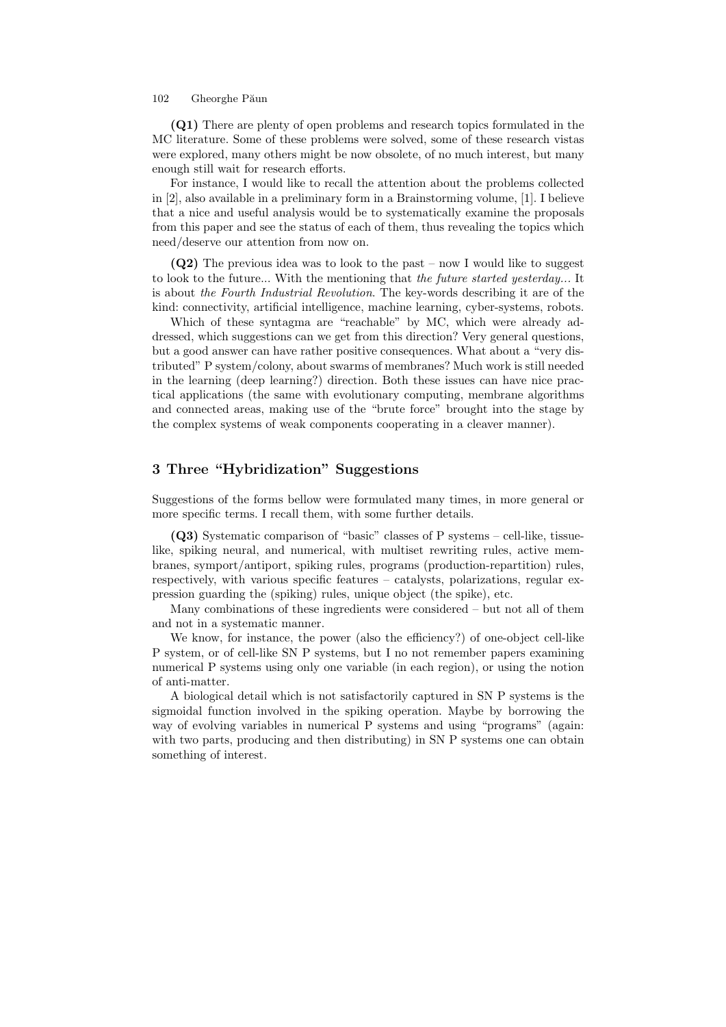**(Q1)** There are plenty of open problems and research topics formulated in the MC literature. Some of these problems were solved, some of these research vistas were explored, many others might be now obsolete, of no much interest, but many enough still wait for research efforts.

For instance, I would like to recall the attention about the problems collected in [2], also available in a preliminary form in a Brainstorming volume, [1]. I believe that a nice and useful analysis would be to systematically examine the proposals from this paper and see the status of each of them, thus revealing the topics which need/deserve our attention from now on.

**(Q2)** The previous idea was to look to the past – now I would like to suggest to look to the future... With the mentioning that *the future started yesterday...* It is about *the Fourth Industrial Revolution*. The key-words describing it are of the kind: connectivity, artificial intelligence, machine learning, cyber-systems, robots.

Which of these syntagma are "reachable" by MC, which were already addressed, which suggestions can we get from this direction? Very general questions, but a good answer can have rather positive consequences. What about a "very distributed" P system/colony, about swarms of membranes? Much work is still needed in the learning (deep learning?) direction. Both these issues can have nice practical applications (the same with evolutionary computing, membrane algorithms and connected areas, making use of the "brute force" brought into the stage by the complex systems of weak components cooperating in a cleaver manner).

## 3 Three "Hybridization" Suggestions

Suggestions of the forms bellow were formulated many times, in more general or more specific terms. I recall them, with some further details.

**(Q3)** Systematic comparison of "basic" classes of P systems – cell-like, tissue-like, spiking neural, and numerical, with multiset rewriting rules, active membranes, symport/antiport, spiking rules, programs (production-repartition) rules, respectively, with various specific features – catalysts, polarizations, regular expression guarding the (spiking) rules, unique object (the spike), etc.

Many combinations of these ingredients were considered – but not all of them and not in a systematic manner.

We know, for instance, the power (also the efficiency?) of one-object cell-like P system, or of cell-like SN P systems, but I no not remember papers examining numerical P systems using only one variable (in each region), or using the notion of anti-matter.

A biological detail which is not satisfactorily captured in SN P systems is the sigmoidal function involved in the spiking operation. Maybe by borrowing the way of evolving variables in numerical P systems and using "programs" (again: with two parts, producing and then distributing) in SN P systems one can obtain something of interest.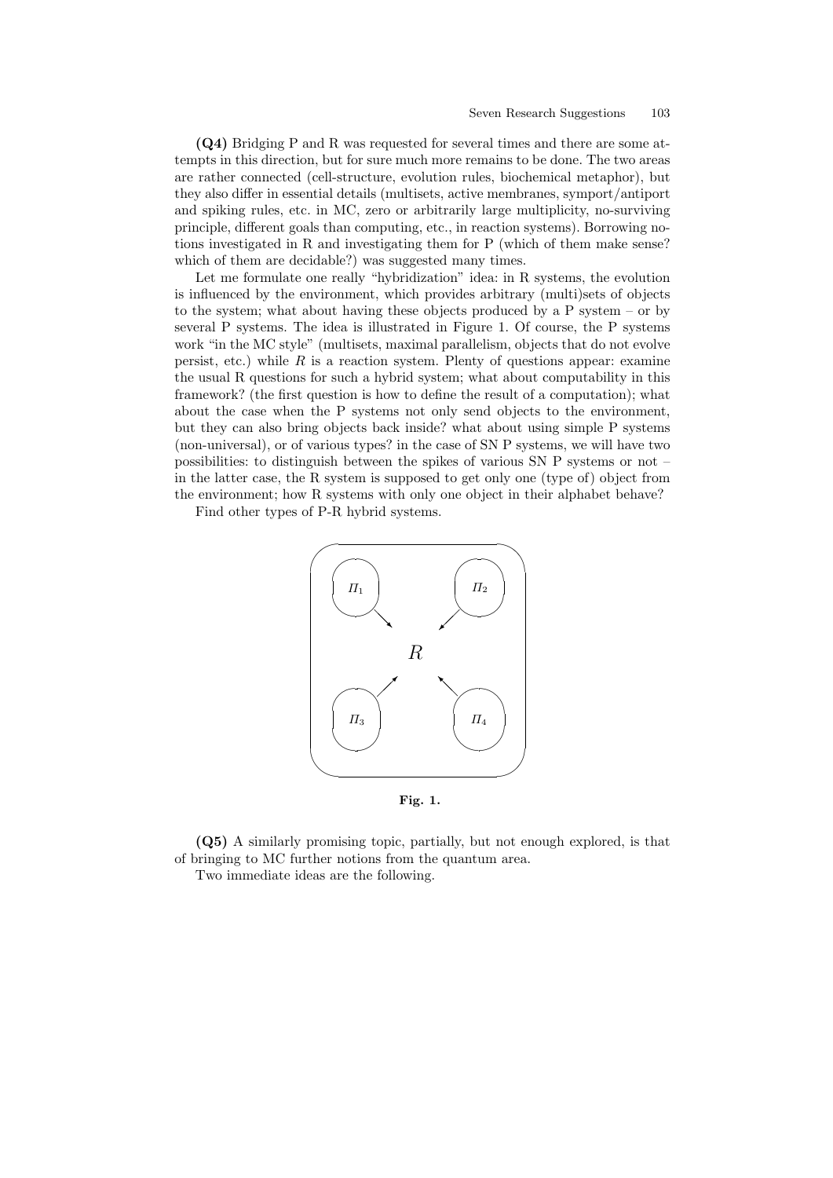**(Q4)** Bridging P and R was requested for several times and there are some attempts in this direction, but for sure much more remains to be done. The two areas are rather connected (cell-structure, evolution rules, biochemical metaphor), but they also differ in essential details (multisets, active membranes, symport/antiport and spiking rules, etc. in MC, zero or arbitrarily large multiplicity, no-surviving principle, different goals than computing, etc., in reaction systems). Borrowing notions investigated in R and investigating them for P (which of them make sense? which of them are decidable?) was suggested many times.

Let me formulate one really "hybridization" idea: in R systems, the evolution is influenced by the environment, which provides arbitrary (multi)sets of objects to the system; what about having these objects produced by a P system – or by several P systems. The idea is illustrated in Figure 1. Of course, the P systems work "in the MC style" (multisets, maximal parallelism, objects that do not evolve persist, etc.) while $R$ is a reaction system. Plenty of questions appear: examine the usual R questions for such a hybrid system; what about computability in this framework? (the first question is how to define the result of a computation); what about the case when the P systems not only send objects to the environment, but they can also bring objects back inside? what about using simple P systems (non-universal), or of various types? in the case of SN P systems, we will have two possibilities: to distinguish between the spikes of various SN P systems or not – in the latter case, the R system is supposed to get only one (type of) object from the environment; how R systems with only one object in their alphabet behave?

Find other types of P-R hybrid systems.

**Fig. 1.**

**(Q5)** A similarly promising topic, partially, but not enough explored, is that of bringing to MC further notions from the quantum area.

Two immediate ideas are the following.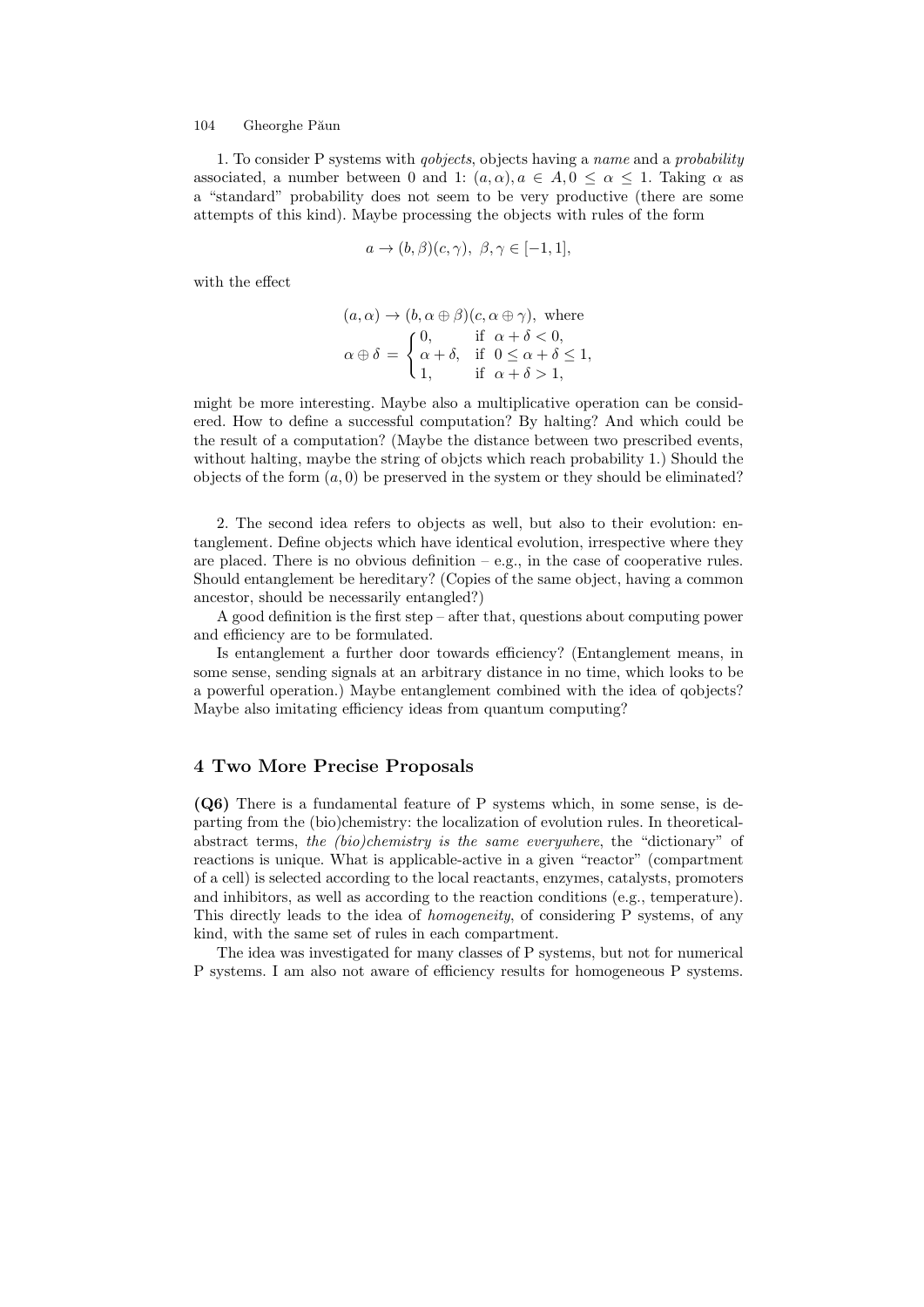1. To consider P systems with *qobjects*, objects having a *name* and a *probability* associated, a number between 0 and 1: $(a, \alpha), a \in A, 0 \leq \alpha \leq 1$. Taking $\alpha$ as a "standard" probability does not seem to be very productive (there are some attempts of this kind). Maybe processing the objects with rules of the form

$$a \to (b, \beta)(c, \gamma), \;\; \beta, \gamma \in [-1, 1],$$

with the effect

$$(a, \alpha) \to (b, \alpha \oplus \beta)(c, \alpha \oplus \gamma), \text{ where}$$
$$\alpha \oplus \delta = \begin{cases} 0, & \text{if } \alpha + \delta < 0, \\ \alpha + \delta, & \text{if } 0 \leq \alpha + \delta \leq 1, \\ 1, & \text{if } \alpha + \delta > 1, \end{cases}$$

might be more interesting. Maybe also a multiplicative operation can be considered. How to define a successful computation? By halting? And which could be the result of a computation? (Maybe the distance between two prescribed events, without halting, maybe the string of objcts which reach probability 1.) Should the objects of the form $(a, 0)$ be preserved in the system or they should be eliminated?

2. The second idea refers to objects as well, but also to their evolution: entanglement. Define objects which have identical evolution, irrespective where they are placed. There is no obvious definition – e.g., in the case of cooperative rules. Should entanglement be hereditary? (Copies of the same object, having a common ancestor, should be necessarily entangled?)

A good definition is the first step – after that, questions about computing power and efficiency are to be formulated.

Is entanglement a further door towards efficiency? (Entanglement means, in some sense, sending signals at an arbitrary distance in no time, which looks to be a powerful operation.) Maybe entanglement combined with the idea of qobjects? Maybe also imitating efficiency ideas from quantum computing?

## 4 Two More Precise Proposals

**(Q6)** There is a fundamental feature of P systems which, in some sense, is departing from the (bio)chemistry: the localization of evolution rules. In theoretical-abstract terms, *the (bio)chemistry is the same everywhere*, the "dictionary" of reactions is unique. What is applicable-active in a given "reactor" (compartment of a cell) is selected according to the local reactants, enzymes, catalysts, promoters and inhibitors, as well as according to the reaction conditions (e.g., temperature). This directly leads to the idea of *homogeneity*, of considering P systems, of any kind, with the same set of rules in each compartment.

The idea was investigated for many classes of P systems, but not for numerical P systems. I am also not aware of efficiency results for homogeneous P systems.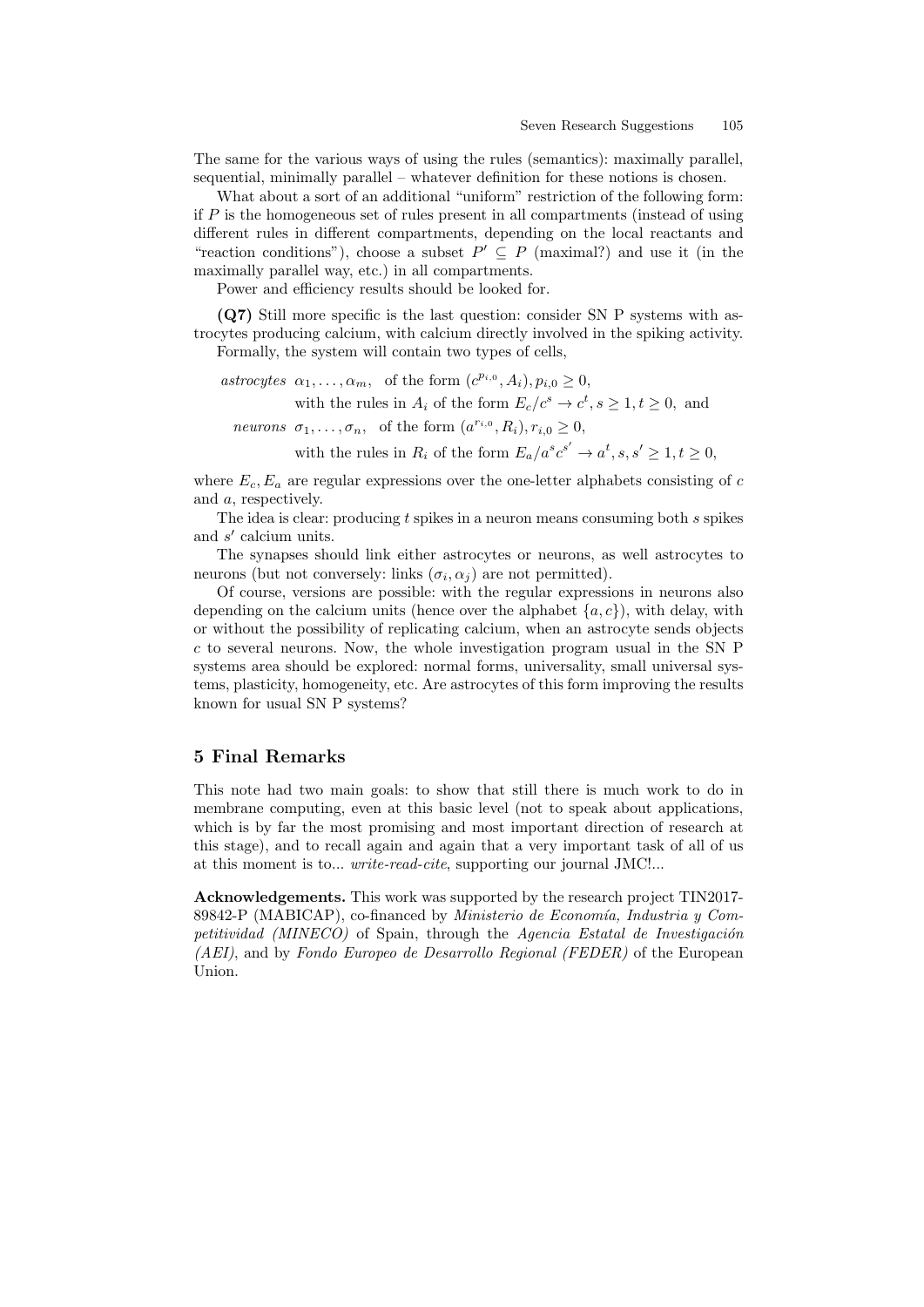The same for the various ways of using the rules (semantics): maximally parallel, sequential, minimally parallel – whatever definition for these notions is chosen.

What about a sort of an additional "uniform" restriction of the following form: if $P$ is the homogeneous set of rules present in all compartments (instead of using different rules in different compartments, depending on the local reactants and "reaction conditions"), choose a subset $P' \subseteq P$ (maximal?) and use it (in the maximally parallel way, etc.) in all compartments.

Power and efficiency results should be looked for.

**(Q7)** Still more specific is the last question: consider SN P systems with astrocytes producing calcium, with calcium directly involved in the spiking activity.

Formally, the system will contain two types of cells,

*astrocytes* $\alpha_1, \ldots, \alpha_m$, of the form $(c^{p_{i,0}}, A_i), p_{i,0} \geq 0$,
with the rules in $A_i$ of the form $E_c/c^s \to c^t, s \geq 1, t \geq 0$, and

*neurons* $\sigma_1, \ldots, \sigma_n$, of the form $(a^{r_{i,0}}, R_i), r_{i,0} \geq 0$,
with the rules in $R_i$ of the form $E_a/a^s c^{s'} \to a^t, s, s' \geq 1, t \geq 0$,

where $E_c, E_a$ are regular expressions over the one-letter alphabets consisting of $c$ and $a$, respectively.

The idea is clear: producing $t$ spikes in a neuron means consuming both $s$ spikes and $s'$ calcium units.

The synapses should link either astrocytes or neurons, as well astrocytes to neurons (but not conversely: links $(\sigma_i, \alpha_j)$ are not permitted).

Of course, versions are possible: with the regular expressions in neurons also depending on the calcium units (hence over the alphabet $\{a, c\}$), with delay, with or without the possibility of replicating calcium, when an astrocyte sends objects $c$ to several neurons. Now, the whole investigation program usual in the SN P systems area should be explored: normal forms, universality, small universal systems, plasticity, homogeneity, etc. Are astrocytes of this form improving the results known for usual SN P systems?

## 5 Final Remarks

This note had two main goals: to show that still there is much work to do in membrane computing, even at this basic level (not to speak about applications, which is by far the most promising and most important direction of research at this stage), and to recall again and again that a very important task of all of us at this moment is to... *write-read-cite*, supporting our journal JMC!...

**Acknowledgements.** This work was supported by the research project TIN2017-89842-P (MABICAP), co-financed by *Ministerio de Economía, Industria y Competitividad (MINECO)* of Spain, through the *Agencia Estatal de Investigación (AEI)*, and by *Fondo Europeo de Desarrollo Regional (FEDER)* of the European Union.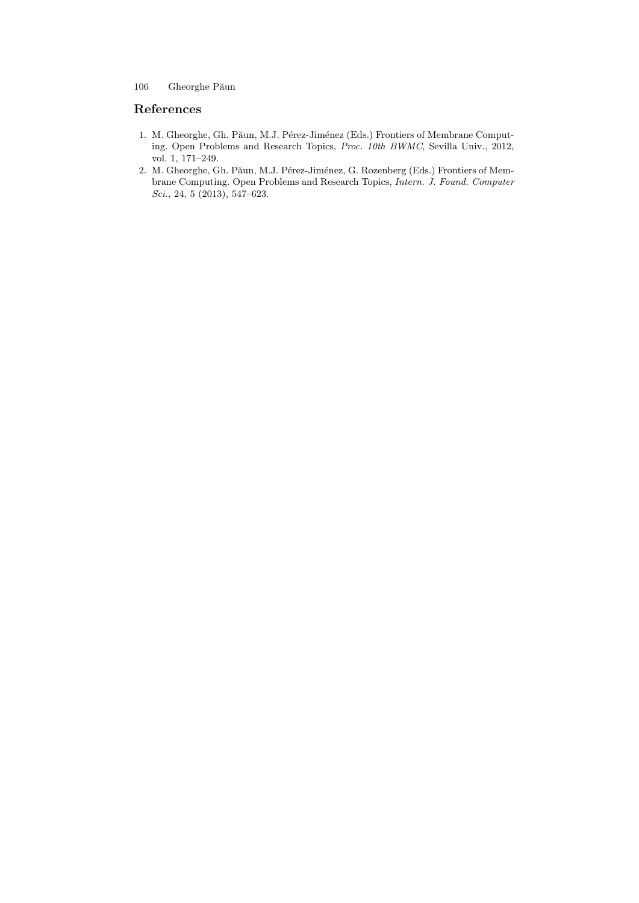## References

1. M. Gheorghe, Gh. Păun, M.J. Pérez-Jiménez (Eds.) Frontiers of Membrane Computing. Open Problems and Research Topics, *Proc. 10th BWMC*, Sevilla Univ., 2012, vol. 1, 171–249.
2. M. Gheorghe, Gh. Păun, M.J. Pérez-Jiménez, G. Rozenberg (Eds.) Frontiers of Membrane Computing. Open Problems and Research Topics, *Intern. J. Found. Computer Sci.*, 24, 5 (2013), 547–623.